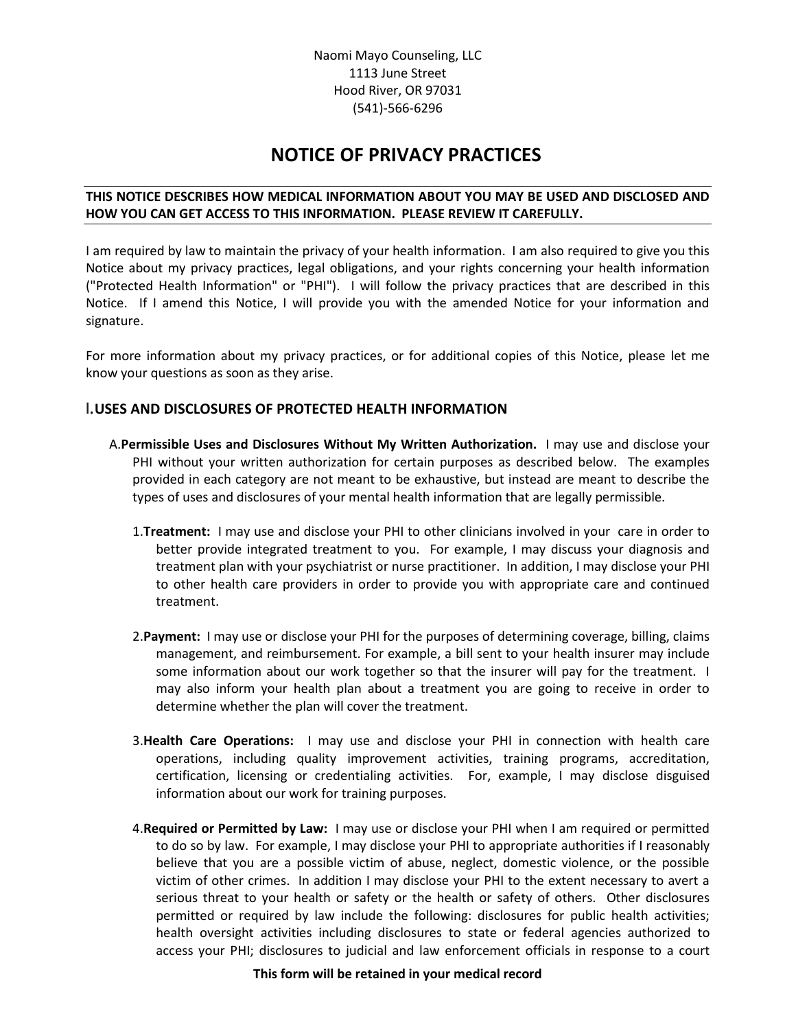Naomi Mayo Counseling, LLC
1113 June Street
Hood River, OR 97031
(541)-566-6296

# NOTICE OF PRIVACY PRACTICES

**THIS NOTICE DESCRIBES HOW MEDICAL INFORMATION ABOUT YOU MAY BE USED AND DISCLOSED AND HOW YOU CAN GET ACCESS TO THIS INFORMATION. PLEASE REVIEW IT CAREFULLY.**

I am required by law to maintain the privacy of your health information. I am also required to give you this Notice about my privacy practices, legal obligations, and your rights concerning your health information ("Protected Health Information" or "PHI"). I will follow the privacy practices that are described in this Notice. If I amend this Notice, I will provide you with the amended Notice for your information and signature.

For more information about my privacy practices, or for additional copies of this Notice, please let me know your questions as soon as they arise.

## I. USES AND DISCLOSURES OF PROTECTED HEALTH INFORMATION

A. **Permissible Uses and Disclosures Without My Written Authorization.** I may use and disclose your PHI without your written authorization for certain purposes as described below. The examples provided in each category are not meant to be exhaustive, but instead are meant to describe the types of uses and disclosures of your mental health information that are legally permissible.

1. **Treatment:** I may use and disclose your PHI to other clinicians involved in your care in order to better provide integrated treatment to you. For example, I may discuss your diagnosis and treatment plan with your psychiatrist or nurse practitioner. In addition, I may disclose your PHI to other health care providers in order to provide you with appropriate care and continued treatment.

2. **Payment:** I may use or disclose your PHI for the purposes of determining coverage, billing, claims management, and reimbursement. For example, a bill sent to your health insurer may include some information about our work together so that the insurer will pay for the treatment. I may also inform your health plan about a treatment you are going to receive in order to determine whether the plan will cover the treatment.

3. **Health Care Operations:** I may use and disclose your PHI in connection with health care operations, including quality improvement activities, training programs, accreditation, certification, licensing or credentialing activities. For, example, I may disclose disguised information about our work for training purposes.

4. **Required or Permitted by Law:** I may use or disclose your PHI when I am required or permitted to do so by law. For example, I may disclose your PHI to appropriate authorities if I reasonably believe that you are a possible victim of abuse, neglect, domestic violence, or the possible victim of other crimes. In addition I may disclose your PHI to the extent necessary to avert a serious threat to your health or safety or the health or safety of others. Other disclosures permitted or required by law include the following: disclosures for public health activities; health oversight activities including disclosures to state or federal agencies authorized to access your PHI; disclosures to judicial and law enforcement officials in response to a court

**This form will be retained in your medical record**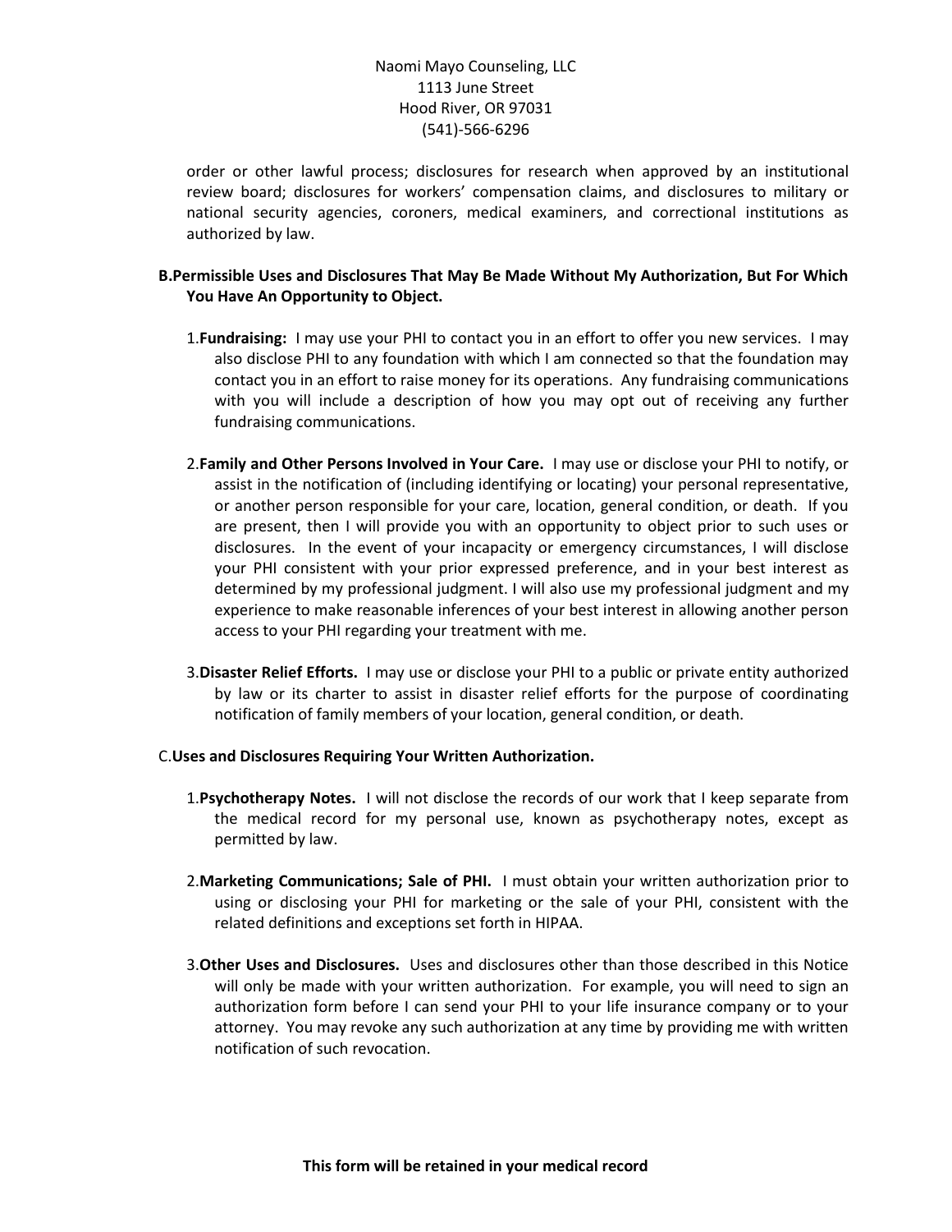order or other lawful process; disclosures for research when approved by an institutional review board; disclosures for workers' compensation claims, and disclosures to military or national security agencies, coroners, medical examiners, and correctional institutions as authorized by law.

**B. Permissible Uses and Disclosures That May Be Made Without My Authorization, But For Which You Have An Opportunity to Object.**

1. **Fundraising:** I may use your PHI to contact you in an effort to offer you new services. I may also disclose PHI to any foundation with which I am connected so that the foundation may contact you in an effort to raise money for its operations. Any fundraising communications with you will include a description of how you may opt out of receiving any further fundraising communications.

2. **Family and Other Persons Involved in Your Care.** I may use or disclose your PHI to notify, or assist in the notification of (including identifying or locating) your personal representative, or another person responsible for your care, location, general condition, or death. If you are present, then I will provide you with an opportunity to object prior to such uses or disclosures. In the event of your incapacity or emergency circumstances, I will disclose your PHI consistent with your prior expressed preference, and in your best interest as determined by my professional judgment. I will also use my professional judgment and my experience to make reasonable inferences of your best interest in allowing another person access to your PHI regarding your treatment with me.

3. **Disaster Relief Efforts.** I may use or disclose your PHI to a public or private entity authorized by law or its charter to assist in disaster relief efforts for the purpose of coordinating notification of family members of your location, general condition, or death.

**C. Uses and Disclosures Requiring Your Written Authorization.**

1. **Psychotherapy Notes.** I will not disclose the records of our work that I keep separate from the medical record for my personal use, known as psychotherapy notes, except as permitted by law.

2. **Marketing Communications; Sale of PHI.** I must obtain your written authorization prior to using or disclosing your PHI for marketing or the sale of your PHI, consistent with the related definitions and exceptions set forth in HIPAA.

3. **Other Uses and Disclosures.** Uses and disclosures other than those described in this Notice will only be made with your written authorization. For example, you will need to sign an authorization form before I can send your PHI to your life insurance company or to your attorney. You may revoke any such authorization at any time by providing me with written notification of such revocation.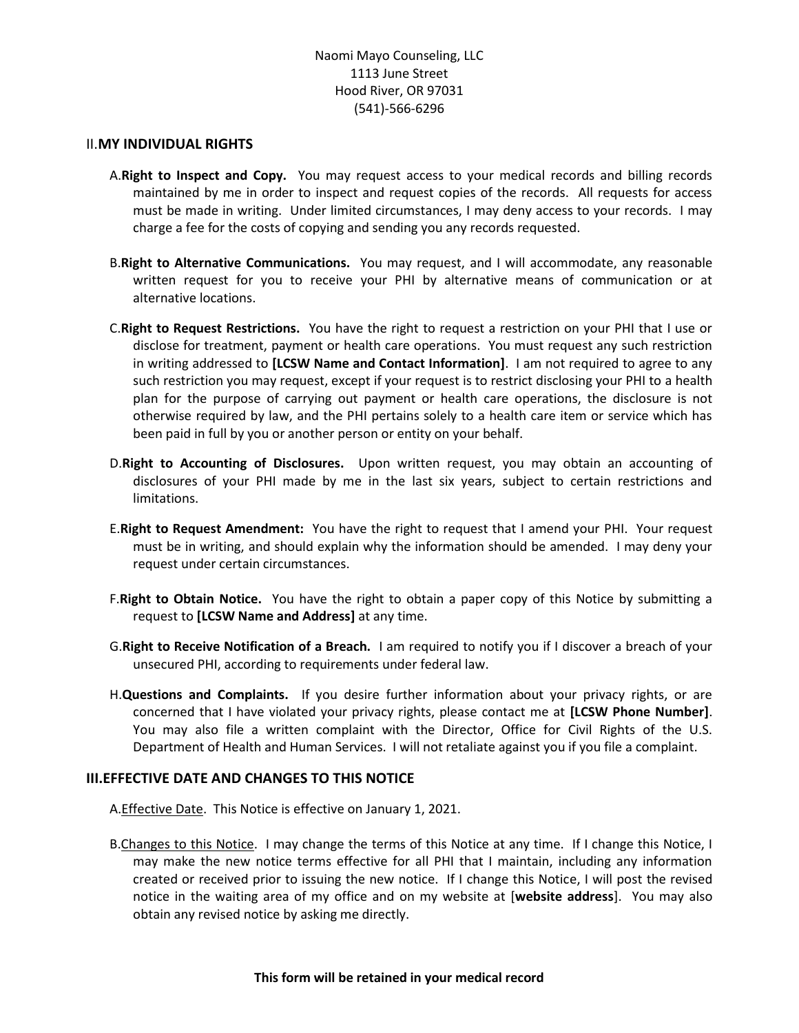Naomi Mayo Counseling, LLC
1113 June Street
Hood River, OR 97031
(541)-566-6296

## II. MY INDIVIDUAL RIGHTS

A. **Right to Inspect and Copy.** You may request access to your medical records and billing records maintained by me in order to inspect and request copies of the records. All requests for access must be made in writing. Under limited circumstances, I may deny access to your records. I may charge a fee for the costs of copying and sending you any records requested.

B. **Right to Alternative Communications.** You may request, and I will accommodate, any reasonable written request for you to receive your PHI by alternative means of communication or at alternative locations.

C. **Right to Request Restrictions.** You have the right to request a restriction on your PHI that I use or disclose for treatment, payment or health care operations. You must request any such restriction in writing addressed to **[LCSW Name and Contact Information]**. I am not required to agree to any such restriction you may request, except if your request is to restrict disclosing your PHI to a health plan for the purpose of carrying out payment or health care operations, the disclosure is not otherwise required by law, and the PHI pertains solely to a health care item or service which has been paid in full by you or another person or entity on your behalf.

D. **Right to Accounting of Disclosures.** Upon written request, you may obtain an accounting of disclosures of your PHI made by me in the last six years, subject to certain restrictions and limitations.

E. **Right to Request Amendment:** You have the right to request that I amend your PHI. Your request must be in writing, and should explain why the information should be amended. I may deny your request under certain circumstances.

F. **Right to Obtain Notice.** You have the right to obtain a paper copy of this Notice by submitting a request to **[LCSW Name and Address]** at any time.

G. **Right to Receive Notification of a Breach.** I am required to notify you if I discover a breach of your unsecured PHI, according to requirements under federal law.

H. **Questions and Complaints.** If you desire further information about your privacy rights, or are concerned that I have violated your privacy rights, please contact me at **[LCSW Phone Number]**. You may also file a written complaint with the Director, Office for Civil Rights of the U.S. Department of Health and Human Services. I will not retaliate against you if you file a complaint.

## III. EFFECTIVE DATE AND CHANGES TO THIS NOTICE

A. Effective Date. This Notice is effective on January 1, 2021.

B. Changes to this Notice. I may change the terms of this Notice at any time. If I change this Notice, I may make the new notice terms effective for all PHI that I maintain, including any information created or received prior to issuing the new notice. If I change this Notice, I will post the revised notice in the waiting area of my office and on my website at [**website address**]. You may also obtain any revised notice by asking me directly.

**This form will be retained in your medical record**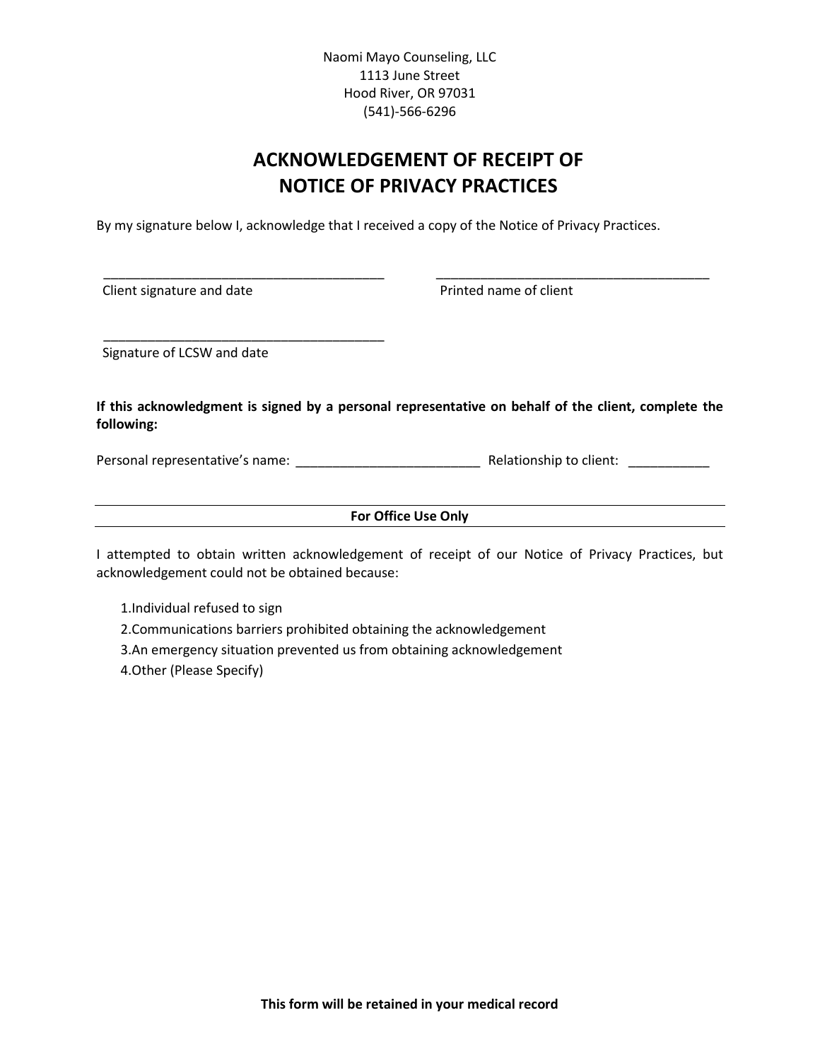Naomi Mayo Counseling, LLC
1113 June Street
Hood River, OR 97031
(541)-566-6296

# ACKNOWLEDGEMENT OF RECEIPT OF NOTICE OF PRIVACY PRACTICES

By my signature below I, acknowledge that I received a copy of the Notice of Privacy Practices.

_______________________________________ _______________________________________
Client signature and date Printed name of client

_______________________________________
Signature of LCSW and date

**If this acknowledgment is signed by a personal representative on behalf of the client, complete the following:**

Personal representative's name: _________________________ Relationship to client: ___________

---

**For Office Use Only**

---

I attempted to obtain written acknowledgement of receipt of our Notice of Privacy Practices, but acknowledgement could not be obtained because:

1. Individual refused to sign
2. Communications barriers prohibited obtaining the acknowledgement
3. An emergency situation prevented us from obtaining acknowledgement
4. Other (Please Specify)

**This form will be retained in your medical record**